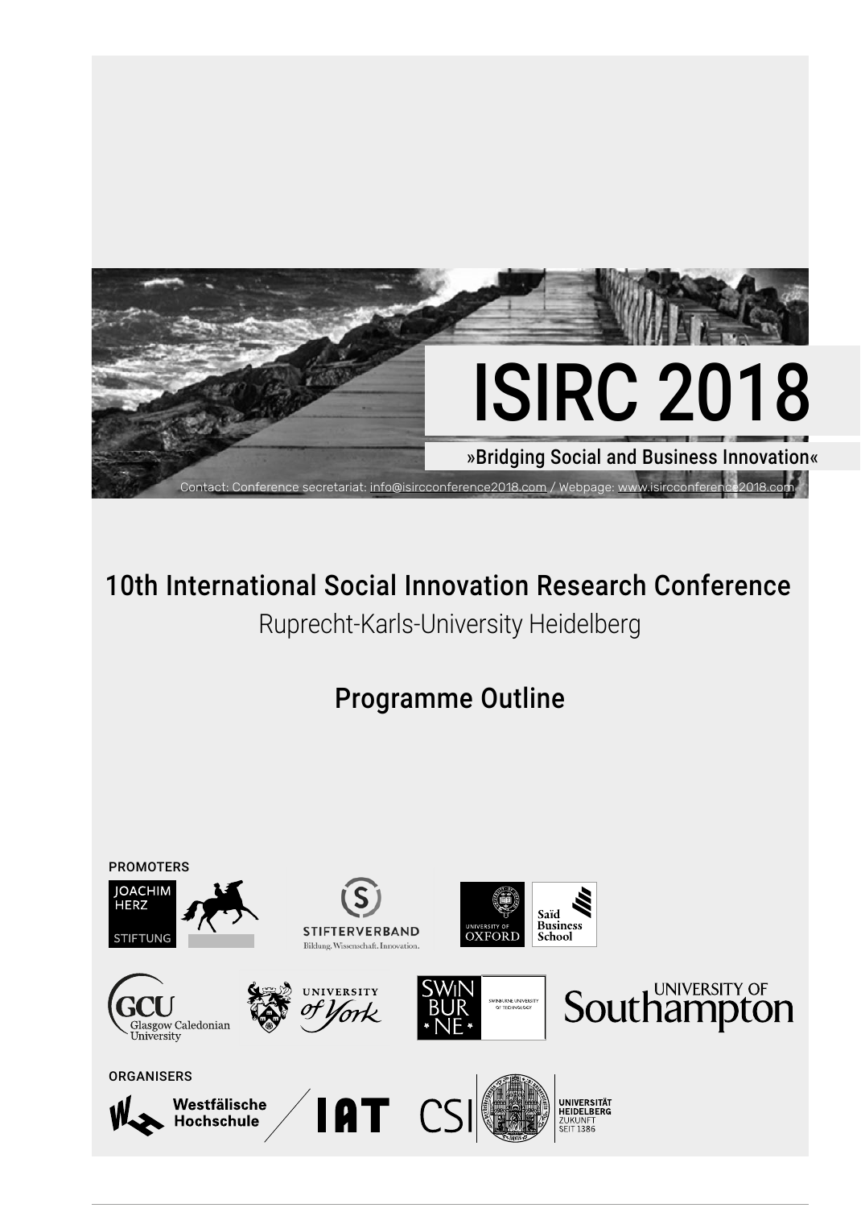# ISIRC 2018

»Bridging Social and Business Innovation«

Contact: Conference secretariat: info@isircconference2018.com / Webpage: www.isircconference2018.com

## 10th International Social Innovation Research Conference

Ruprecht-Karls-University Heidelberg

## Programme Outline

PROMOTERS

JOACHIM HERZ STIFTUNG

STIFTERVERBAND Bildung. Wissenschaft. Innovation.

UNIVERSITY OF OXFORD Saïd Business School

GCU Glasgow Caledonian University

UNIVERSITY of York

SWINBURNE SWINBURNE UNIVERSITY OF TECHNOLOGY

UNIVERSITY OF Southampton

ORGANISERS

Westfälische Hochschule

IAT

CSI

UNIVERSITÄT HEIDELBERG ZUKUNFT SEIT 1386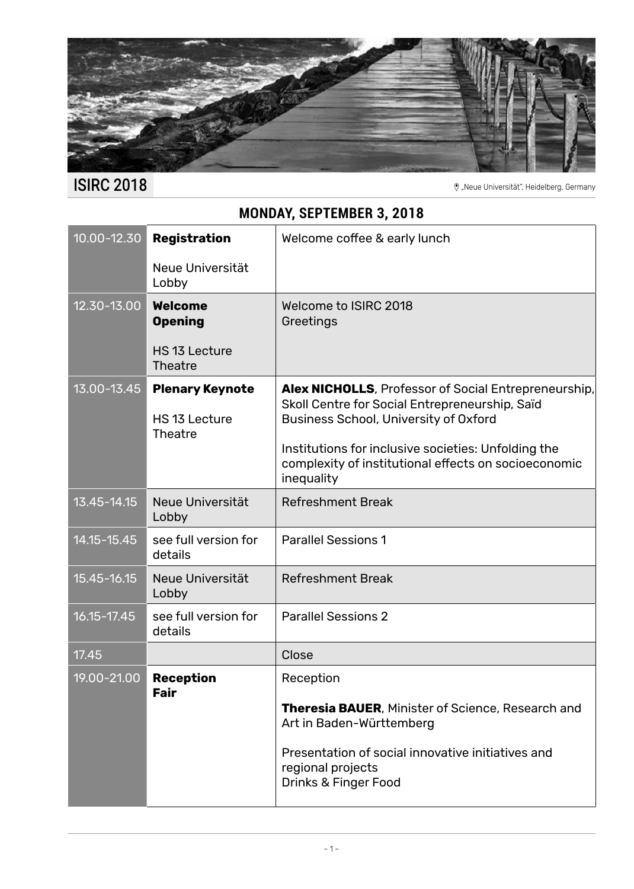ISIRC 2018

„Neue Universität", Heidelberg, Germany

## MONDAY, SEPTEMBER 3, 2018

| Time | Session / Location | Details |
|---|---|---|
| 10.00-12.30 | **Registration**<br><br>Neue Universität Lobby | Welcome coffee & early lunch |
| 12.30-13.00 | **Welcome Opening**<br><br>HS 13 Lecture Theatre | Welcome to ISIRC 2018<br>Greetings |
| 13.00-13.45 | **Plenary Keynote**<br><br>HS 13 Lecture Theatre | **Alex NICHOLLS**, Professor of Social Entrepreneurship, Skoll Centre for Social Entrepreneurship, Saïd Business School, University of Oxford<br><br>Institutions for inclusive societies: Unfolding the complexity of institutional effects on socioeconomic inequality |
| 13.45-14.15 | Neue Universität Lobby | Refreshment Break |
| 14.15-15.45 | see full version for details | Parallel Sessions 1 |
| 15.45-16.15 | Neue Universität Lobby | Refreshment Break |
| 16.15-17.45 | see full version for details | Parallel Sessions 2 |
| 17.45 | | Close |
| 19.00-21.00 | **Reception Fair** | Reception<br><br>**Theresia BAUER**, Minister of Science, Research and Art in Baden-Württemberg<br><br>Presentation of social innovative initiatives and regional projects<br>Drinks & Finger Food |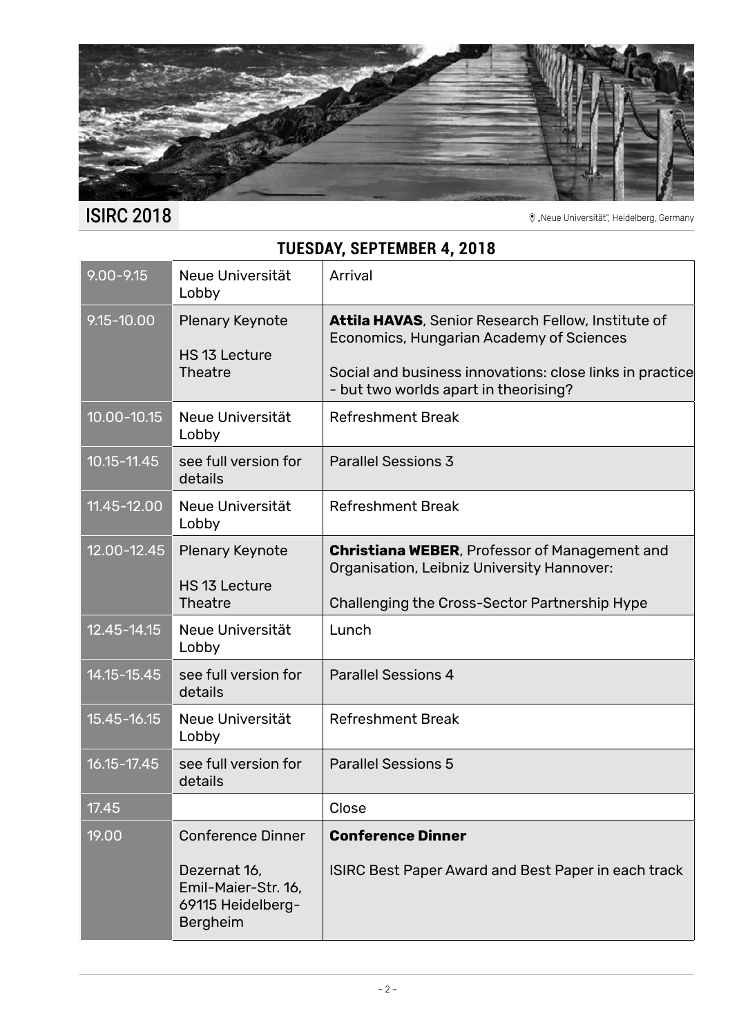## TUESDAY, SEPTEMBER 4, 2018

| Time | Location | Event |
|---|---|---|
| 9.00-9.15 | Neue Universität Lobby | Arrival |
| 9.15-10.00 | Plenary Keynote<br><br>HS 13 Lecture Theatre | **Attila HAVAS**, Senior Research Fellow, Institute of Economics, Hungarian Academy of Sciences<br><br>Social and business innovations: close links in practice - but two worlds apart in theorising? |
| 10.00-10.15 | Neue Universität Lobby | Refreshment Break |
| 10.15-11.45 | see full version for details | Parallel Sessions 3 |
| 11.45-12.00 | Neue Universität Lobby | Refreshment Break |
| 12.00-12.45 | Plenary Keynote<br><br>HS 13 Lecture Theatre | **Christiana WEBER**, Professor of Management and Organisation, Leibniz University Hannover:<br><br>Challenging the Cross-Sector Partnership Hype |
| 12.45-14.15 | Neue Universität Lobby | Lunch |
| 14.15-15.45 | see full version for details | Parallel Sessions 4 |
| 15.45-16.15 | Neue Universität Lobby | Refreshment Break |
| 16.15-17.45 | see full version for details | Parallel Sessions 5 |
| 17.45 | | Close |
| 19.00 | Conference Dinner<br><br>Dezernat 16, Emil-Maier-Str. 16, 69115 Heidelberg-Bergheim | **Conference Dinner**<br><br>ISIRC Best Paper Award and Best Paper in each track |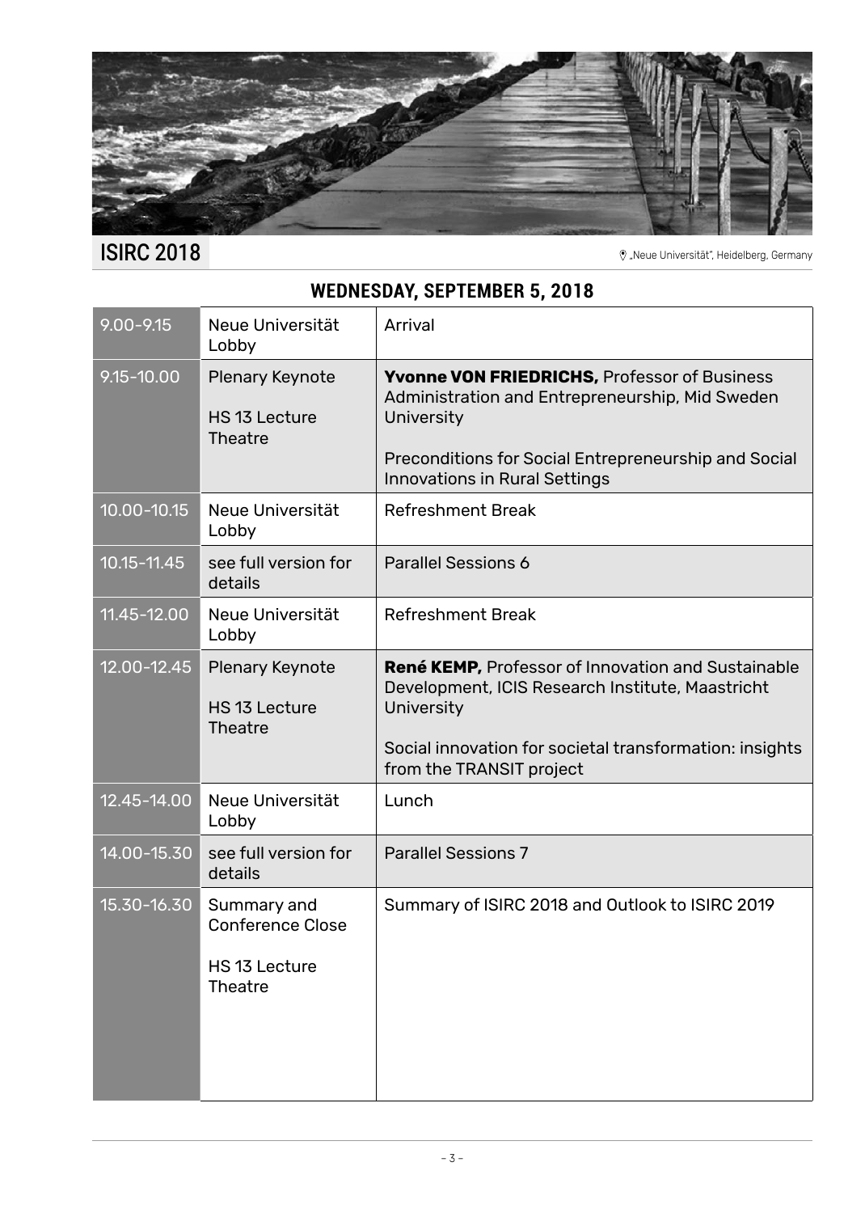## WEDNESDAY, SEPTEMBER 5, 2018

| | | |
|---|---|---|
| 9.00–9.15 | Neue Universität Lobby | Arrival |
| 9.15–10.00 | Plenary Keynote<br><br>HS 13 Lecture Theatre | **Yvonne VON FRIEDRICHS,** Professor of Business Administration and Entrepreneurship, Mid Sweden University<br><br>Preconditions for Social Entrepreneurship and Social Innovations in Rural Settings |
| 10.00–10.15 | Neue Universität Lobby | Refreshment Break |
| 10.15–11.45 | see full version for details | Parallel Sessions 6 |
| 11.45–12.00 | Neue Universität Lobby | Refreshment Break |
| 12.00–12.45 | Plenary Keynote<br><br>HS 13 Lecture Theatre | **René KEMP,** Professor of Innovation and Sustainable Development, ICIS Research Institute, Maastricht University<br><br>Social innovation for societal transformation: insights from the TRANSIT project |
| 12.45–14.00 | Neue Universität Lobby | Lunch |
| 14.00–15.30 | see full version for details | Parallel Sessions 7 |
| 15.30–16.30 | Summary and Conference Close<br><br>HS 13 Lecture Theatre | Summary of ISIRC 2018 and Outlook to ISIRC 2019 |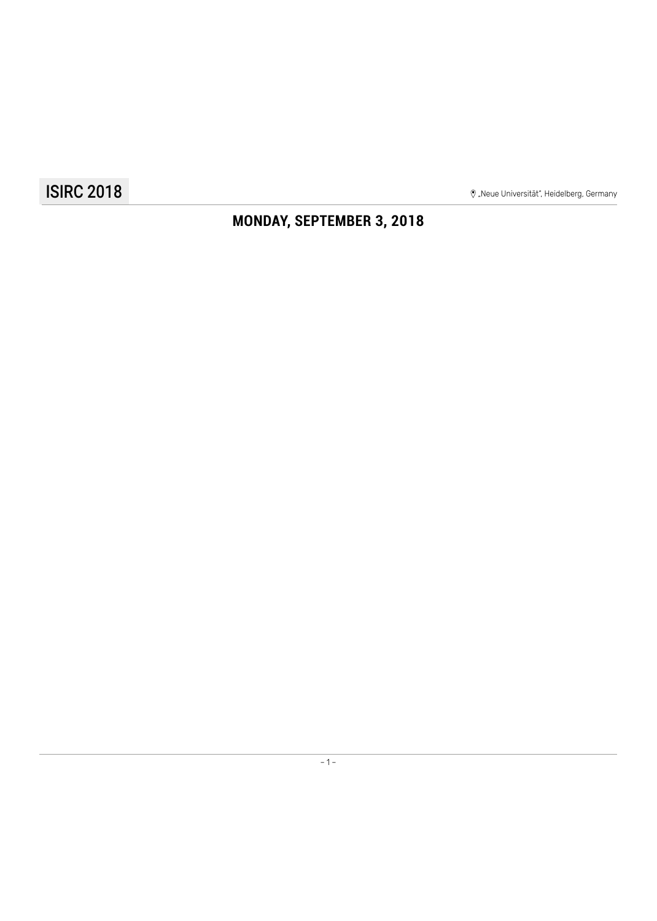## MONDAY, SEPTEMBER 3, 2018